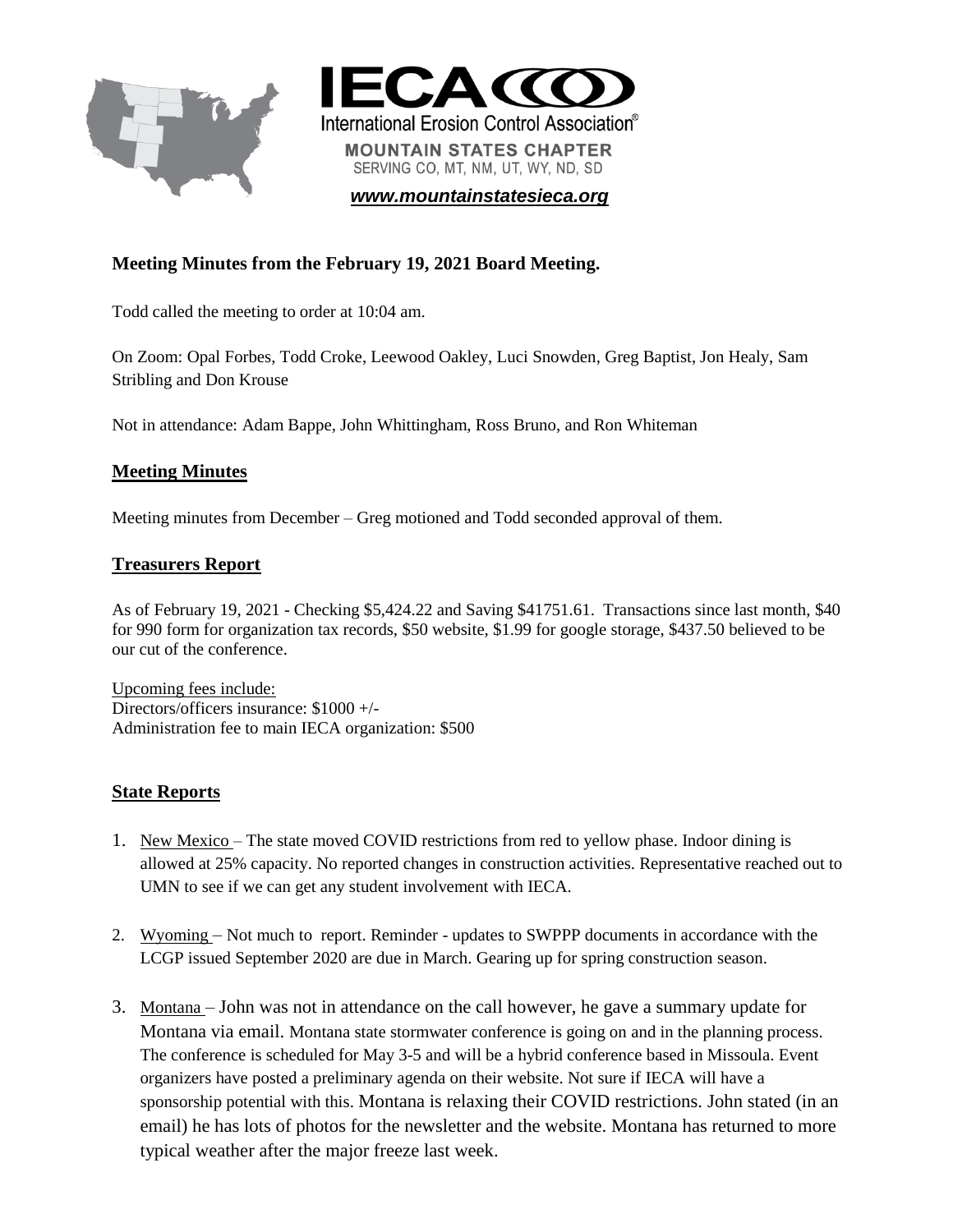IECA

International Erosion Control Association®

MOUNTAIN STATES CHAPTER

SERVING CO, MT, NM, UT, WY, ND, SD

***www.mountainstatesieca.org***

### Meeting Minutes from the February 19, 2021 Board Meeting.

Todd called the meeting to order at 10:04 am.

On Zoom: Opal Forbes, Todd Croke, Leewood Oakley, Luci Snowden, Greg Baptist, Jon Healy, Sam Stribling and Don Krouse

Not in attendance: Adam Bappe, John Whittingham, Ross Bruno, and Ron Whiteman

### Meeting Minutes

Meeting minutes from December – Greg motioned and Todd seconded approval of them.

### Treasurers Report

As of February 19, 2021 - Checking $5,424.22 and Saving $41751.61. Transactions since last month, $40 for 990 form for organization tax records, $50 website, $1.99 for google storage, $437.50 believed to be our cut of the conference.

Upcoming fees include:
Directors/officers insurance: $1000 +/-
Administration fee to main IECA organization: $500

### State Reports

1. New Mexico – The state moved COVID restrictions from red to yellow phase. Indoor dining is allowed at 25% capacity. No reported changes in construction activities. Representative reached out to UMN to see if we can get any student involvement with IECA.
2. Wyoming – Not much to report. Reminder - updates to SWPPP documents in accordance with the LCGP issued September 2020 are due in March. Gearing up for spring construction season.
3. Montana – John was not in attendance on the call however, he gave a summary update for Montana via email. Montana state stormwater conference is going on and in the planning process. The conference is scheduled for May 3-5 and will be a hybrid conference based in Missoula. Event organizers have posted a preliminary agenda on their website. Not sure if IECA will have a sponsorship potential with this. Montana is relaxing their COVID restrictions. John stated (in an email) he has lots of photos for the newsletter and the website. Montana has returned to more typical weather after the major freeze last week.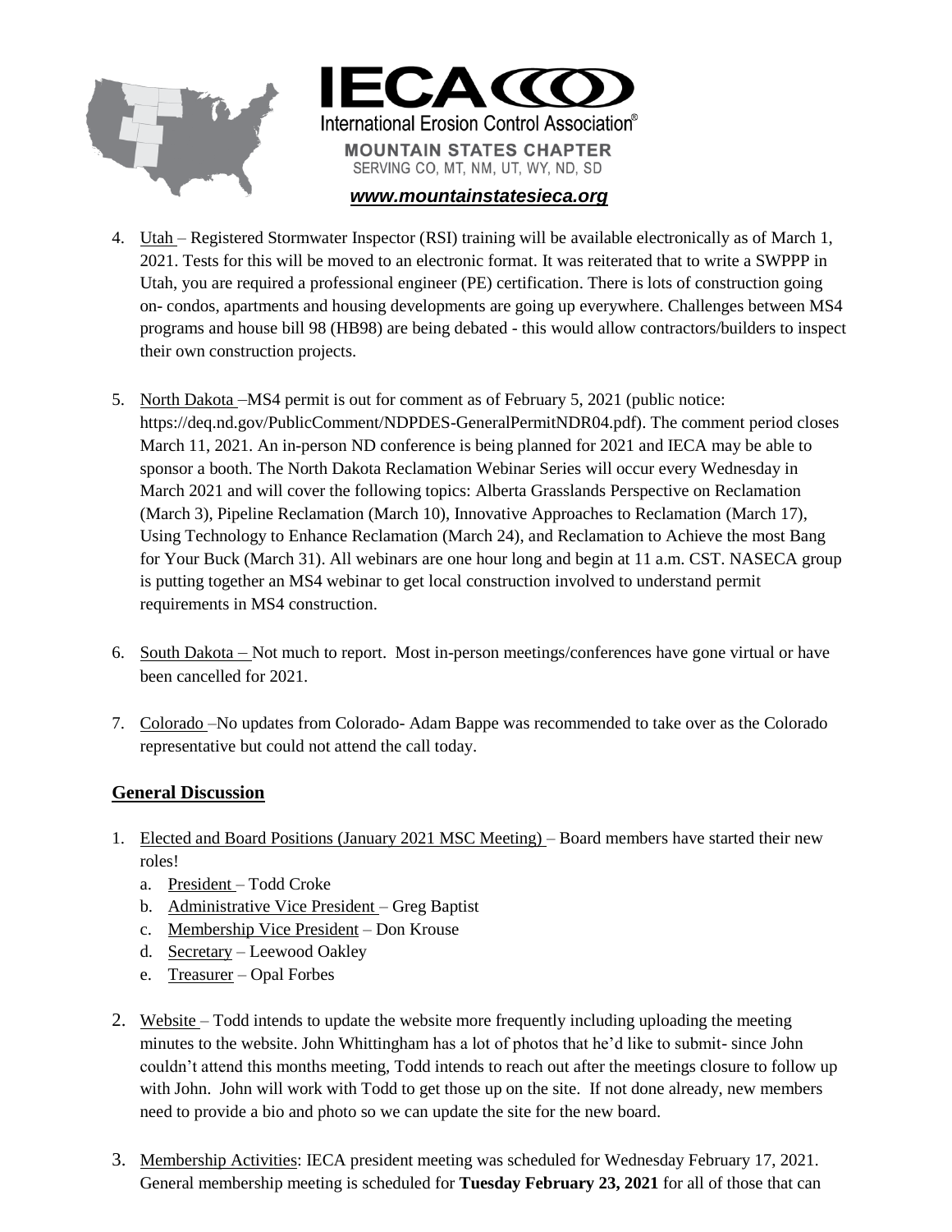4. Utah – Registered Stormwater Inspector (RSI) training will be available electronically as of March 1, 2021. Tests for this will be moved to an electronic format. It was reiterated that to write a SWPPP in Utah, you are required a professional engineer (PE) certification. There is lots of construction going on- condos, apartments and housing developments are going up everywhere. Challenges between MS4 programs and house bill 98 (HB98) are being debated - this would allow contractors/builders to inspect their own construction projects.

5. North Dakota –MS4 permit is out for comment as of February 5, 2021 (public notice: https://deq.nd.gov/PublicComment/NDPDES-GeneralPermitNDR04.pdf). The comment period closes March 11, 2021. An in-person ND conference is being planned for 2021 and IECA may be able to sponsor a booth. The North Dakota Reclamation Webinar Series will occur every Wednesday in March 2021 and will cover the following topics: Alberta Grasslands Perspective on Reclamation (March 3), Pipeline Reclamation (March 10), Innovative Approaches to Reclamation (March 17), Using Technology to Enhance Reclamation (March 24), and Reclamation to Achieve the most Bang for Your Buck (March 31). All webinars are one hour long and begin at 11 a.m. CST. NASECA group is putting together an MS4 webinar to get local construction involved to understand permit requirements in MS4 construction.

6. South Dakota – Not much to report. Most in-person meetings/conferences have gone virtual or have been cancelled for 2021.

7. Colorado –No updates from Colorado- Adam Bappe was recommended to take over as the Colorado representative but could not attend the call today.

## General Discussion

1. Elected and Board Positions (January 2021 MSC Meeting) – Board members have started their new roles!
   a. President – Todd Croke
   b. Administrative Vice President – Greg Baptist
   c. Membership Vice President – Don Krouse
   d. Secretary – Leewood Oakley
   e. Treasurer – Opal Forbes

2. Website – Todd intends to update the website more frequently including uploading the meeting minutes to the website. John Whittingham has a lot of photos that he'd like to submit- since John couldn't attend this months meeting, Todd intends to reach out after the meetings closure to follow up with John. John will work with Todd to get those up on the site. If not done already, new members need to provide a bio and photo so we can update the site for the new board.

3. Membership Activities: IECA president meeting was scheduled for Wednesday February 17, 2021. General membership meeting is scheduled for **Tuesday February 23, 2021** for all of those that can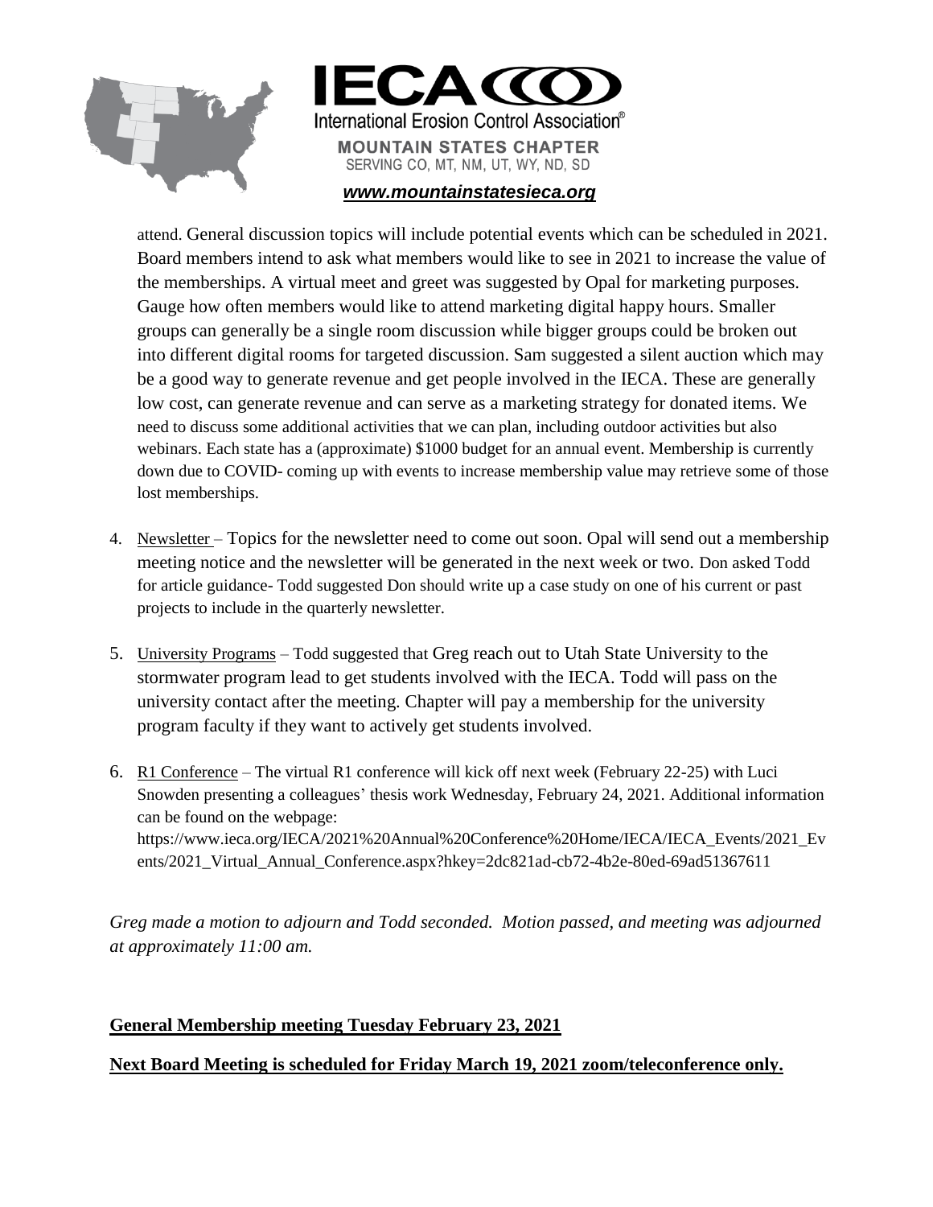attend. General discussion topics will include potential events which can be scheduled in 2021. Board members intend to ask what members would like to see in 2021 to increase the value of the memberships. A virtual meet and greet was suggested by Opal for marketing purposes. Gauge how often members would like to attend marketing digital happy hours. Smaller groups can generally be a single room discussion while bigger groups could be broken out into different digital rooms for targeted discussion. Sam suggested a silent auction which may be a good way to generate revenue and get people involved in the IECA. These are generally low cost, can generate revenue and can serve as a marketing strategy for donated items. We need to discuss some additional activities that we can plan, including outdoor activities but also webinars. Each state has a (approximate) $1000 budget for an annual event. Membership is currently down due to COVID- coming up with events to increase membership value may retrieve some of those lost memberships.

4. Newsletter – Topics for the newsletter need to come out soon. Opal will send out a membership meeting notice and the newsletter will be generated in the next week or two. Don asked Todd for article guidance- Todd suggested Don should write up a case study on one of his current or past projects to include in the quarterly newsletter.

5. University Programs – Todd suggested that Greg reach out to Utah State University to the stormwater program lead to get students involved with the IECA. Todd will pass on the university contact after the meeting. Chapter will pay a membership for the university program faculty if they want to actively get students involved.

6. R1 Conference – The virtual R1 conference will kick off next week (February 22-25) with Luci Snowden presenting a colleagues' thesis work Wednesday, February 24, 2021. Additional information can be found on the webpage: https://www.ieca.org/IECA/2021%20Annual%20Conference%20Home/IECA/IECA_Events/2021_Events/2021_Virtual_Annual_Conference.aspx?hkey=2dc821ad-cb72-4b2e-80ed-69ad51367611

*Greg made a motion to adjourn and Todd seconded. Motion passed, and meeting was adjourned at approximately 11:00 am.*

**General Membership meeting Tuesday February 23, 2021**

**Next Board Meeting is scheduled for Friday March 19, 2021 zoom/teleconference only.**